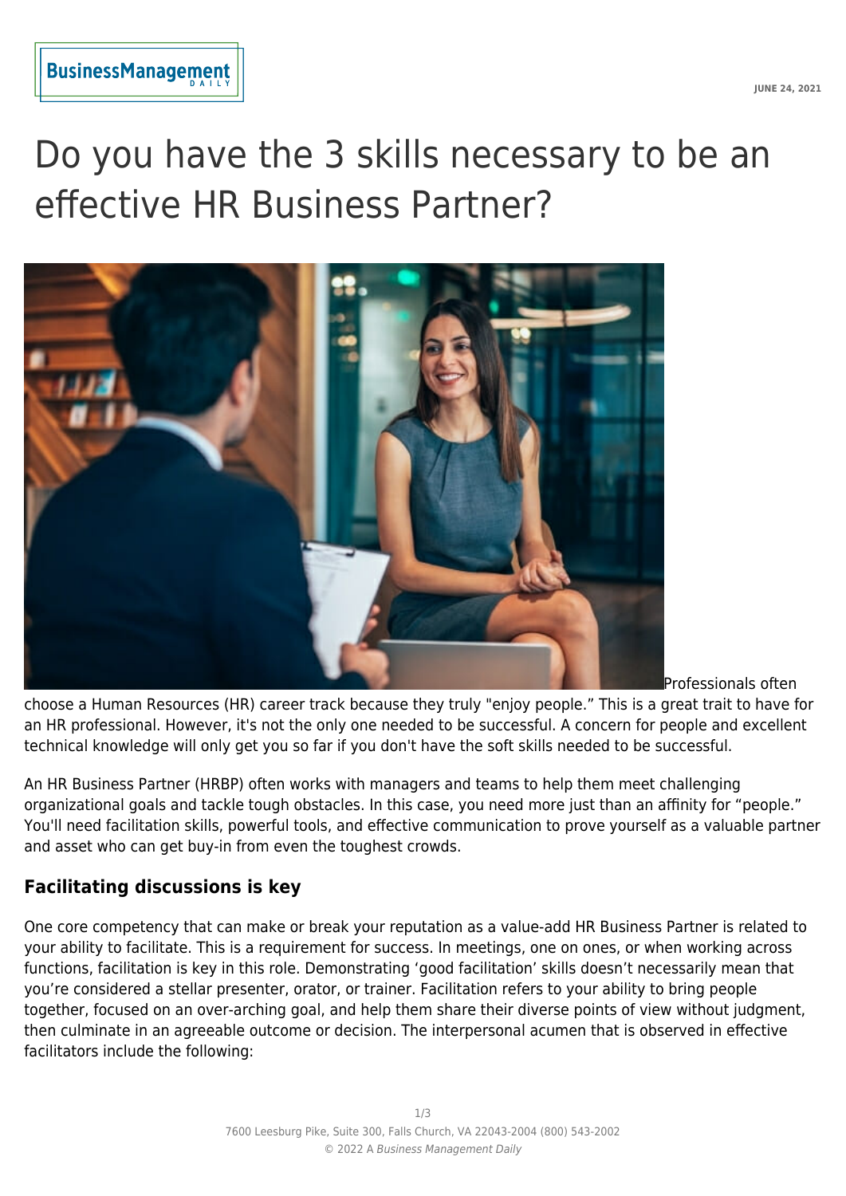# Do you have the 3 skills necessary to be an effective HR Business Partner?

Professionals often choose a Human Resources (HR) career track because they truly "enjoy people." This is a great trait to have for an HR professional. However, it's not the only one needed to be successful. A concern for people and excellent technical knowledge will only get you so far if you don't have the soft skills needed to be successful.

An HR Business Partner (HRBP) often works with managers and teams to help them meet challenging organizational goals and tackle tough obstacles. In this case, you need more just than an affinity for "people." You'll need facilitation skills, powerful tools, and effective communication to prove yourself as a valuable partner and asset who can get buy-in from even the toughest crowds.

## Facilitating discussions is key

One core competency that can make or break your reputation as a value-add HR Business Partner is related to your ability to facilitate. This is a requirement for success. In meetings, one on ones, or when working across functions, facilitation is key in this role. Demonstrating 'good facilitation' skills doesn't necessarily mean that you're considered a stellar presenter, orator, or trainer. Facilitation refers to your ability to bring people together, focused on an over-arching goal, and help them share their diverse points of view without judgment, then culminate in an agreeable outcome or decision. The interpersonal acumen that is observed in effective facilitators include the following: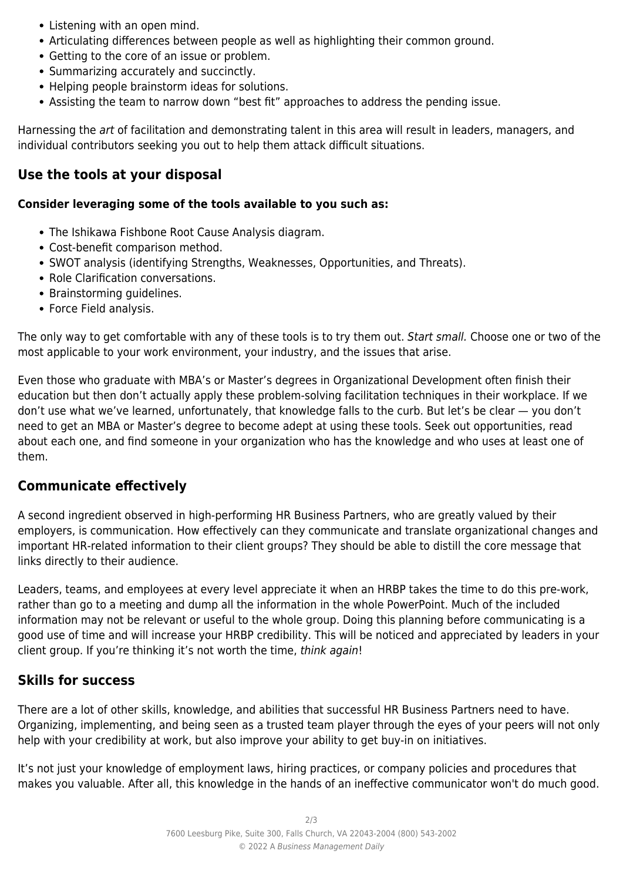- Listening with an open mind.
- Articulating differences between people as well as highlighting their common ground.
- Getting to the core of an issue or problem.
- Summarizing accurately and succinctly.
- Helping people brainstorm ideas for solutions.
- Assisting the team to narrow down "best fit" approaches to address the pending issue.

Harnessing the *art* of facilitation and demonstrating talent in this area will result in leaders, managers, and individual contributors seeking you out to help them attack difficult situations.

## Use the tools at your disposal

**Consider leveraging some of the tools available to you such as:**

- The Ishikawa Fishbone Root Cause Analysis diagram.
- Cost-benefit comparison method.
- SWOT analysis (identifying Strengths, Weaknesses, Opportunities, and Threats).
- Role Clarification conversations.
- Brainstorming guidelines.
- Force Field analysis.

The only way to get comfortable with any of these tools is to try them out. *Start small.* Choose one or two of the most applicable to your work environment, your industry, and the issues that arise.

Even those who graduate with MBA's or Master's degrees in Organizational Development often finish their education but then don't actually apply these problem-solving facilitation techniques in their workplace. If we don't use what we've learned, unfortunately, that knowledge falls to the curb. But let's be clear — you don't need to get an MBA or Master's degree to become adept at using these tools. Seek out opportunities, read about each one, and find someone in your organization who has the knowledge and who uses at least one of them.

## Communicate effectively

A second ingredient observed in high-performing HR Business Partners, who are greatly valued by their employers, is communication. How effectively can they communicate and translate organizational changes and important HR-related information to their client groups? They should be able to distill the core message that links directly to their audience.

Leaders, teams, and employees at every level appreciate it when an HRBP takes the time to do this pre-work, rather than go to a meeting and dump all the information in the whole PowerPoint. Much of the included information may not be relevant or useful to the whole group. Doing this planning before communicating is a good use of time and will increase your HRBP credibility. This will be noticed and appreciated by leaders in your client group. If you're thinking it's not worth the time, *think again*!

## Skills for success

There are a lot of other skills, knowledge, and abilities that successful HR Business Partners need to have. Organizing, implementing, and being seen as a trusted team player through the eyes of your peers will not only help with your credibility at work, but also improve your ability to get buy-in on initiatives.

It's not just your knowledge of employment laws, hiring practices, or company policies and procedures that makes you valuable. After all, this knowledge in the hands of an ineffective communicator won't do much good.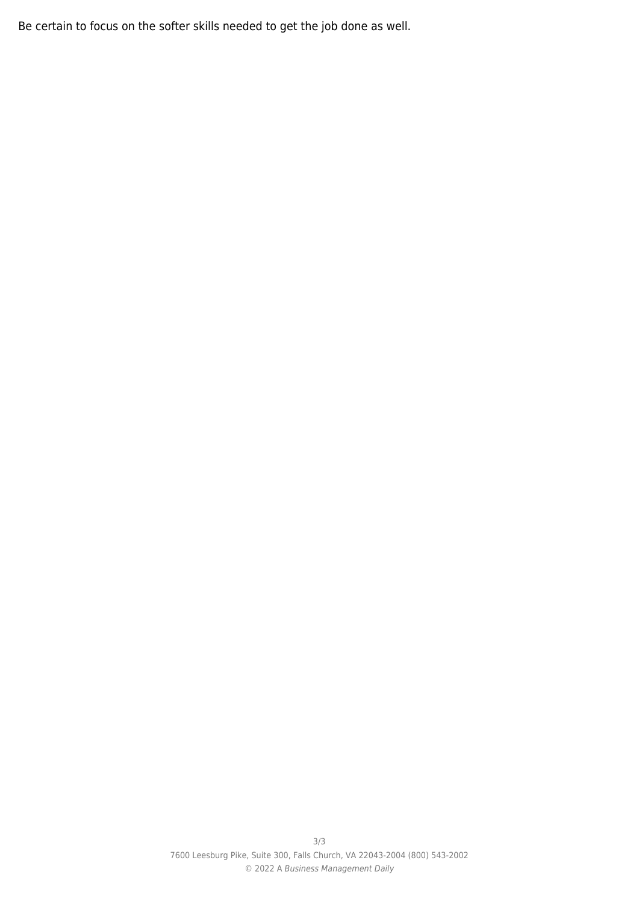Be certain to focus on the softer skills needed to get the job done as well.